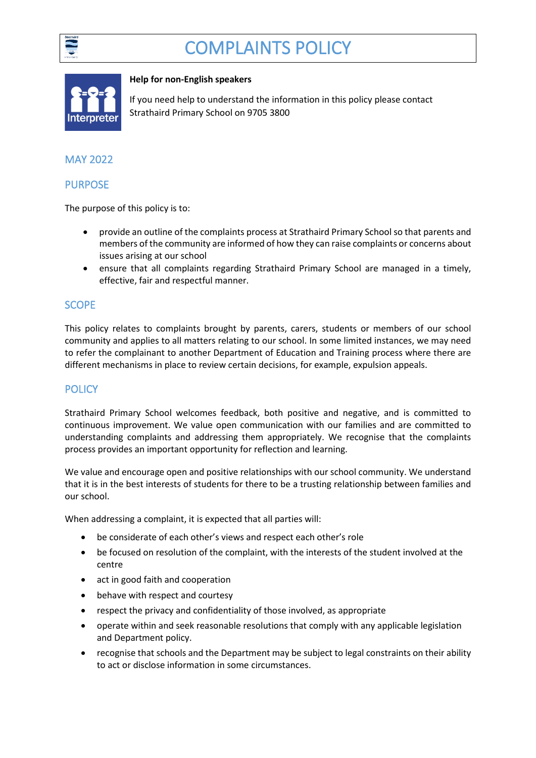# COMPLAINTS POLICY

**Help for non-English speakers**

If you need help to understand the information in this policy please contact Strathaird Primary School on 9705 3800

## MAY 2022

## PURPOSE

The purpose of this policy is to:

- provide an outline of the complaints process at Strathaird Primary School so that parents and members of the community are informed of how they can raise complaints or concerns about issues arising at our school
- ensure that all complaints regarding Strathaird Primary School are managed in a timely, effective, fair and respectful manner.

## SCOPE

This policy relates to complaints brought by parents, carers, students or members of our school community and applies to all matters relating to our school. In some limited instances, we may need to refer the complainant to another Department of Education and Training process where there are different mechanisms in place to review certain decisions, for example, expulsion appeals.

## POLICY

Strathaird Primary School welcomes feedback, both positive and negative, and is committed to continuous improvement. We value open communication with our families and are committed to understanding complaints and addressing them appropriately. We recognise that the complaints process provides an important opportunity for reflection and learning.

We value and encourage open and positive relationships with our school community. We understand that it is in the best interests of students for there to be a trusting relationship between families and our school.

When addressing a complaint, it is expected that all parties will:

- be considerate of each other's views and respect each other's role
- be focused on resolution of the complaint, with the interests of the student involved at the centre
- act in good faith and cooperation
- behave with respect and courtesy
- respect the privacy and confidentiality of those involved, as appropriate
- operate within and seek reasonable resolutions that comply with any applicable legislation and Department policy.
- recognise that schools and the Department may be subject to legal constraints on their ability to act or disclose information in some circumstances.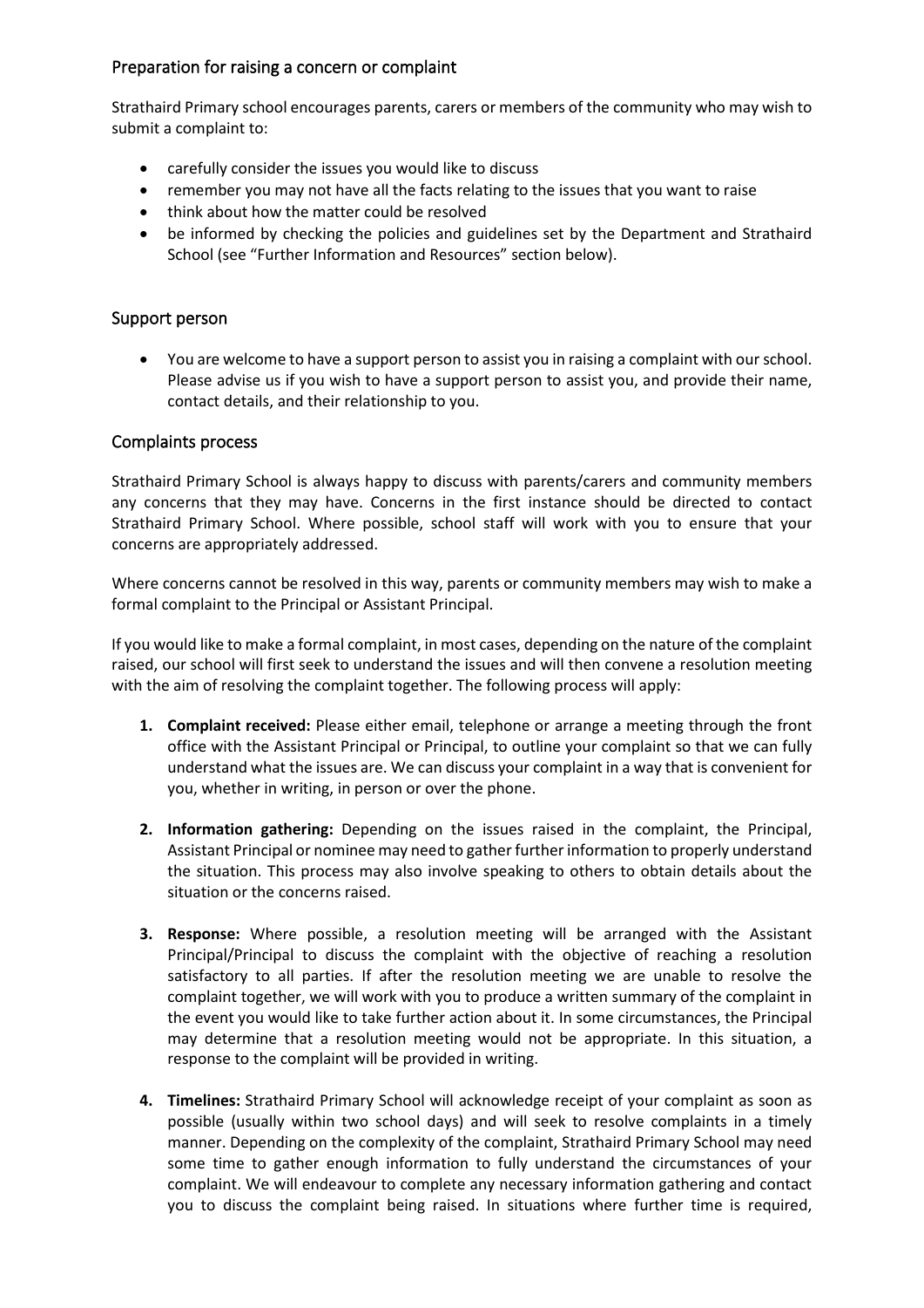## Preparation for raising a concern or complaint

Strathaird Primary school encourages parents, carers or members of the community who may wish to submit a complaint to:

- carefully consider the issues you would like to discuss
- remember you may not have all the facts relating to the issues that you want to raise
- think about how the matter could be resolved
- be informed by checking the policies and guidelines set by the Department and Strathaird School (see "Further Information and Resources" section below).

## Support person

- You are welcome to have a support person to assist you in raising a complaint with our school. Please advise us if you wish to have a support person to assist you, and provide their name, contact details, and their relationship to you.

## Complaints process

Strathaird Primary School is always happy to discuss with parents/carers and community members any concerns that they may have. Concerns in the first instance should be directed to contact Strathaird Primary School. Where possible, school staff will work with you to ensure that your concerns are appropriately addressed.

Where concerns cannot be resolved in this way, parents or community members may wish to make a formal complaint to the Principal or Assistant Principal.

If you would like to make a formal complaint, in most cases, depending on the nature of the complaint raised, our school will first seek to understand the issues and will then convene a resolution meeting with the aim of resolving the complaint together. The following process will apply:

1. **Complaint received:** Please either email, telephone or arrange a meeting through the front office with the Assistant Principal or Principal, to outline your complaint so that we can fully understand what the issues are. We can discuss your complaint in a way that is convenient for you, whether in writing, in person or over the phone.

2. **Information gathering:** Depending on the issues raised in the complaint, the Principal, Assistant Principal or nominee may need to gather further information to properly understand the situation. This process may also involve speaking to others to obtain details about the situation or the concerns raised.

3. **Response:** Where possible, a resolution meeting will be arranged with the Assistant Principal/Principal to discuss the complaint with the objective of reaching a resolution satisfactory to all parties. If after the resolution meeting we are unable to resolve the complaint together, we will work with you to produce a written summary of the complaint in the event you would like to take further action about it. In some circumstances, the Principal may determine that a resolution meeting would not be appropriate. In this situation, a response to the complaint will be provided in writing.

4. **Timelines:** Strathaird Primary School will acknowledge receipt of your complaint as soon as possible (usually within two school days) and will seek to resolve complaints in a timely manner. Depending on the complexity of the complaint, Strathaird Primary School may need some time to gather enough information to fully understand the circumstances of your complaint. We will endeavour to complete any necessary information gathering and contact you to discuss the complaint being raised. In situations where further time is required,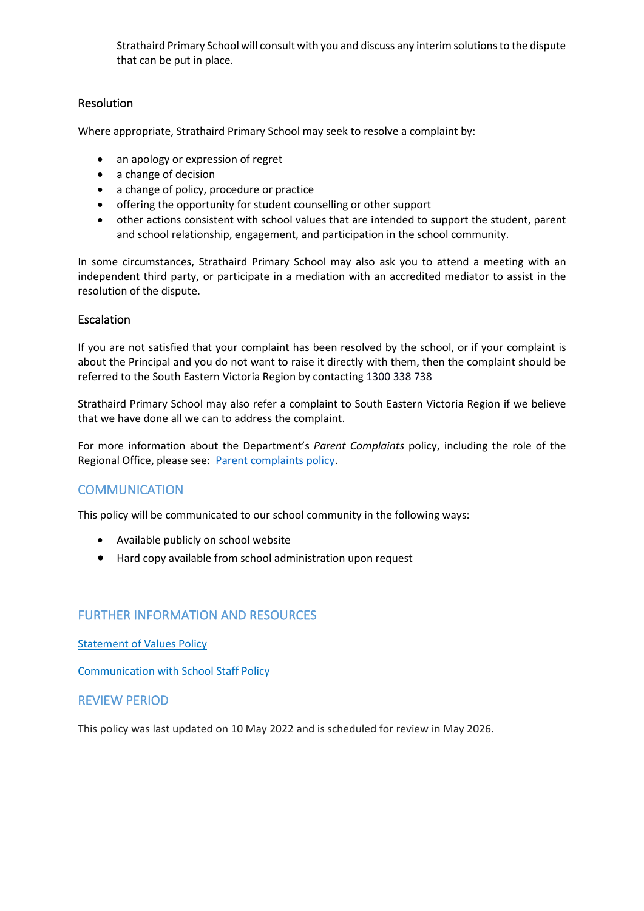Strathaird Primary School will consult with you and discuss any interim solutions to the dispute that can be put in place.

### Resolution

Where appropriate, Strathaird Primary School may seek to resolve a complaint by:

- an apology or expression of regret
- a change of decision
- a change of policy, procedure or practice
- offering the opportunity for student counselling or other support
- other actions consistent with school values that are intended to support the student, parent and school relationship, engagement, and participation in the school community.

In some circumstances, Strathaird Primary School may also ask you to attend a meeting with an independent third party, or participate in a mediation with an accredited mediator to assist in the resolution of the dispute.

### Escalation

If you are not satisfied that your complaint has been resolved by the school, or if your complaint is about the Principal and you do not want to raise it directly with them, then the complaint should be referred to the South Eastern Victoria Region by contacting 1300 338 738

Strathaird Primary School may also refer a complaint to South Eastern Victoria Region if we believe that we have done all we can to address the complaint.

For more information about the Department's *Parent Complaints* policy, including the role of the Regional Office, please see: [Parent complaints policy](#).

## COMMUNICATION

This policy will be communicated to our school community in the following ways:

- Available publicly on school website
- Hard copy available from school administration upon request

## FURTHER INFORMATION AND RESOURCES

[Statement of Values Policy](#)

[Communication with School Staff Policy](#)

## REVIEW PERIOD

This policy was last updated on 10 May 2022 and is scheduled for review in May 2026.